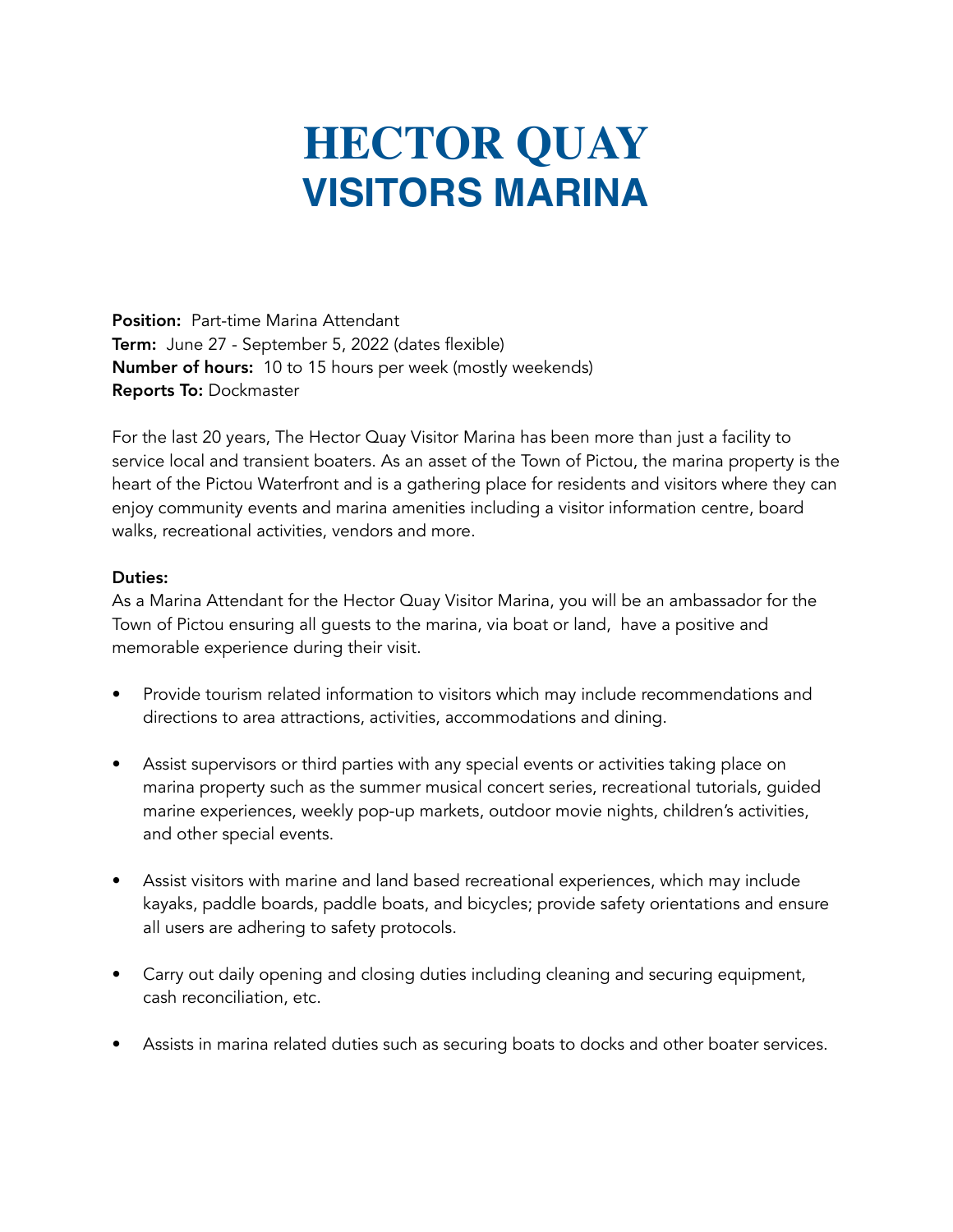# HECTOR QUAY
# VISITORS MARINA

**Position:** Part-time Marina Attendant
**Term:** June 27 - September 5, 2022 (dates flexible)
**Number of hours:** 10 to 15 hours per week (mostly weekends)
**Reports To:** Dockmaster

For the last 20 years, The Hector Quay Visitor Marina has been more than just a facility to service local and transient boaters. As an asset of the Town of Pictou, the marina property is the heart of the Pictou Waterfront and is a gathering place for residents and visitors where they can enjoy community events and marina amenities including a visitor information centre, board walks, recreational activities, vendors and more.

**Duties:**
As a Marina Attendant for the Hector Quay Visitor Marina, you will be an ambassador for the Town of Pictou ensuring all guests to the marina, via boat or land, have a positive and memorable experience during their visit.

- Provide tourism related information to visitors which may include recommendations and directions to area attractions, activities, accommodations and dining.

- Assist supervisors or third parties with any special events or activities taking place on marina property such as the summer musical concert series, recreational tutorials, guided marine experiences, weekly pop-up markets, outdoor movie nights, children's activities, and other special events.

- Assist visitors with marine and land based recreational experiences, which may include kayaks, paddle boards, paddle boats, and bicycles; provide safety orientations and ensure all users are adhering to safety protocols.

- Carry out daily opening and closing duties including cleaning and securing equipment, cash reconciliation, etc.

- Assists in marina related duties such as securing boats to docks and other boater services.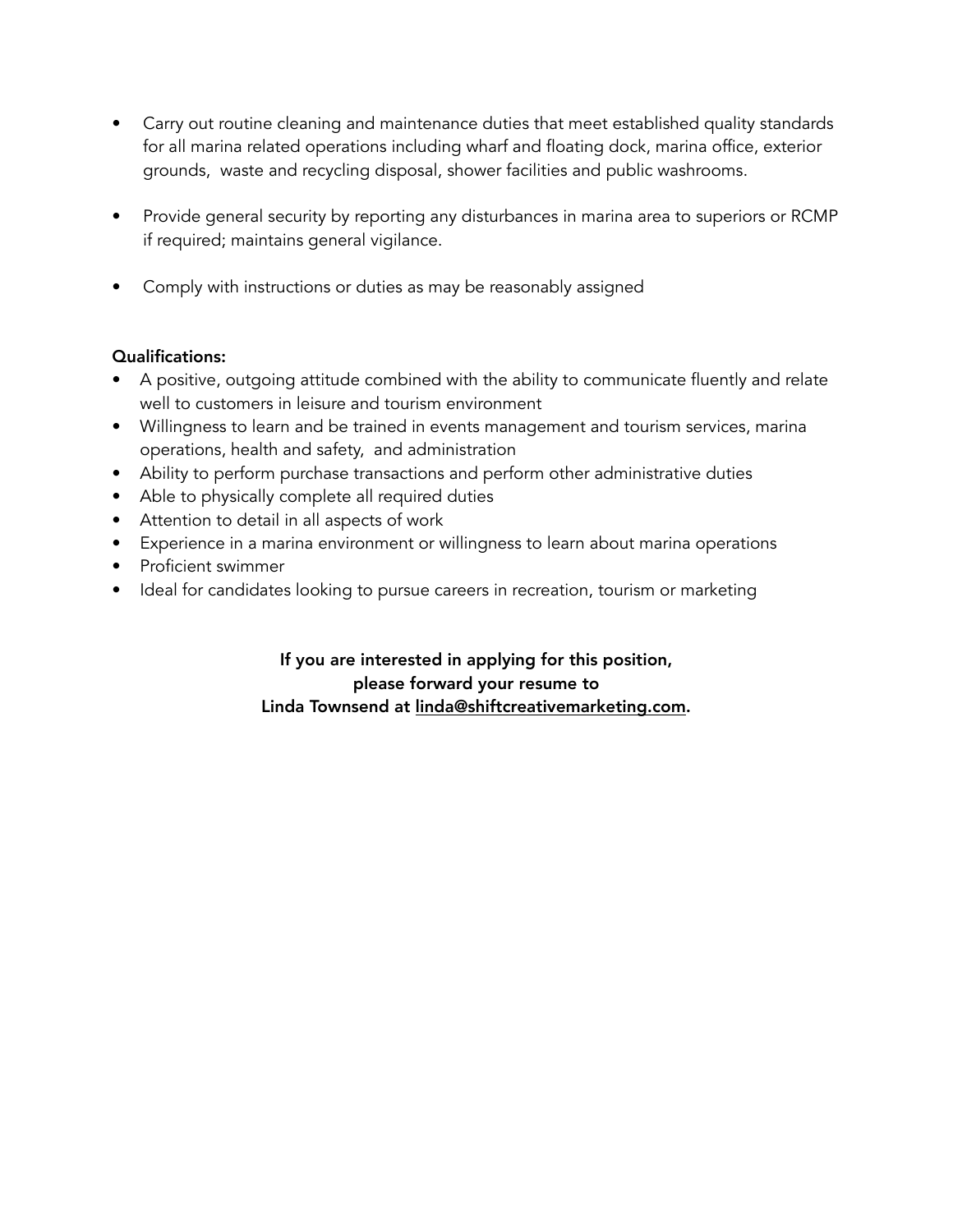- Carry out routine cleaning and maintenance duties that meet established quality standards for all marina related operations including wharf and floating dock, marina office, exterior grounds, waste and recycling disposal, shower facilities and public washrooms.

- Provide general security by reporting any disturbances in marina area to superiors or RCMP if required; maintains general vigilance.

- Comply with instructions or duties as may be reasonably assigned

**Qualifications:**

- A positive, outgoing attitude combined with the ability to communicate fluently and relate well to customers in leisure and tourism environment
- Willingness to learn and be trained in events management and tourism services, marina operations, health and safety, and administration
- Ability to perform purchase transactions and perform other administrative duties
- Able to physically complete all required duties
- Attention to detail in all aspects of work
- Experience in a marina environment or willingness to learn about marina operations
- Proficient swimmer
- Ideal for candidates looking to pursue careers in recreation, tourism or marketing

**If you are interested in applying for this position, please forward your resume to Linda Townsend at linda@shiftcreativemarketing.com.**